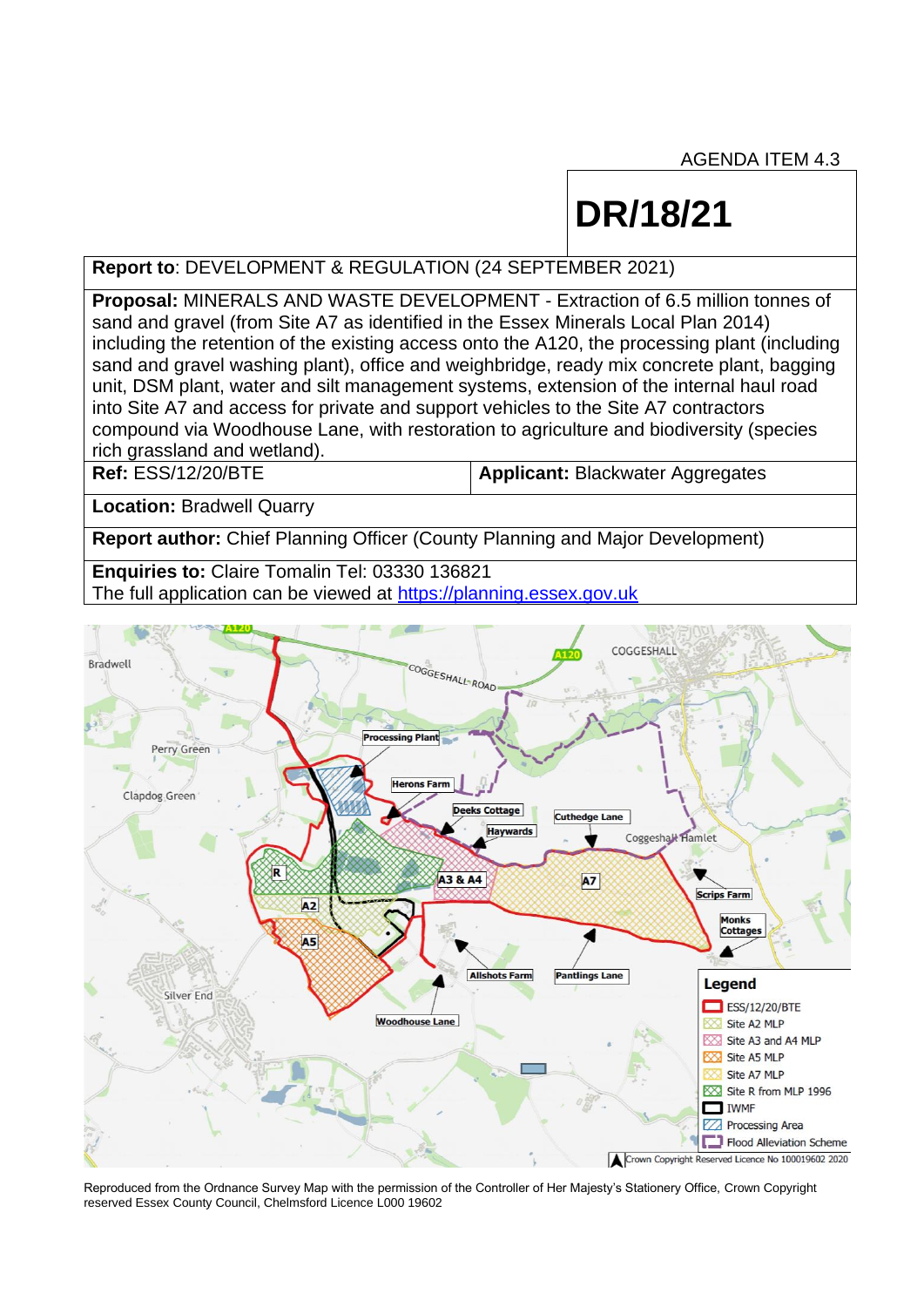AGENDA ITEM 4.3

# DR/18/21

**Report to**: DEVELOPMENT & REGULATION (24 SEPTEMBER 2021)

**Proposal:** MINERALS AND WASTE DEVELOPMENT - Extraction of 6.5 million tonnes of sand and gravel (from Site A7 as identified in the Essex Minerals Local Plan 2014) including the retention of the existing access onto the A120, the processing plant (including sand and gravel washing plant), office and weighbridge, ready mix concrete plant, bagging unit, DSM plant, water and silt management systems, extension of the internal haul road into Site A7 and access for private and support vehicles to the Site A7 contractors compound via Woodhouse Lane, with restoration to agriculture and biodiversity (species rich grassland and wetland).

| **Ref:** ESS/12/20/BTE | **Applicant:** Blackwater Aggregates |
|---|---|

**Location:** Bradwell Quarry

**Report author:** Chief Planning Officer (County Planning and Major Development)

**Enquiries to:** Claire Tomalin Tel: 03330 136821
The full application can be viewed at https://planning.essex.gov.uk

Reproduced from the Ordnance Survey Map with the permission of the Controller of Her Majesty's Stationery Office, Crown Copyright reserved Essex County Council, Chelmsford Licence L000 19602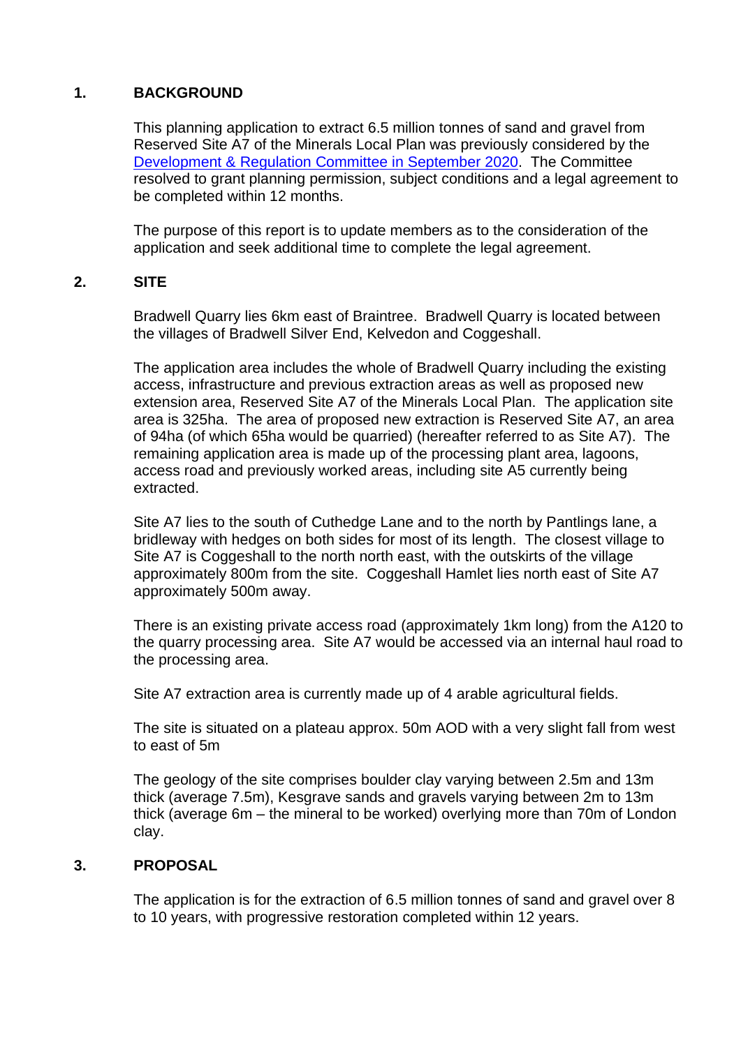## 1. BACKGROUND

This planning application to extract 6.5 million tonnes of sand and gravel from Reserved Site A7 of the Minerals Local Plan was previously considered by the [Development & Regulation Committee in September 2020](). The Committee resolved to grant planning permission, subject conditions and a legal agreement to be completed within 12 months.

The purpose of this report is to update members as to the consideration of the application and seek additional time to complete the legal agreement.

## 2. SITE

Bradwell Quarry lies 6km east of Braintree. Bradwell Quarry is located between the villages of Bradwell Silver End, Kelvedon and Coggeshall.

The application area includes the whole of Bradwell Quarry including the existing access, infrastructure and previous extraction areas as well as proposed new extension area, Reserved Site A7 of the Minerals Local Plan. The application site area is 325ha. The area of proposed new extraction is Reserved Site A7, an area of 94ha (of which 65ha would be quarried) (hereafter referred to as Site A7). The remaining application area is made up of the processing plant area, lagoons, access road and previously worked areas, including site A5 currently being extracted.

Site A7 lies to the south of Cuthedge Lane and to the north by Pantlings lane, a bridleway with hedges on both sides for most of its length. The closest village to Site A7 is Coggeshall to the north north east, with the outskirts of the village approximately 800m from the site. Coggeshall Hamlet lies north east of Site A7 approximately 500m away.

There is an existing private access road (approximately 1km long) from the A120 to the quarry processing area. Site A7 would be accessed via an internal haul road to the processing area.

Site A7 extraction area is currently made up of 4 arable agricultural fields.

The site is situated on a plateau approx. 50m AOD with a very slight fall from west to east of 5m

The geology of the site comprises boulder clay varying between 2.5m and 13m thick (average 7.5m), Kesgrave sands and gravels varying between 2m to 13m thick (average 6m – the mineral to be worked) overlying more than 70m of London clay.

## 3. PROPOSAL

The application is for the extraction of 6.5 million tonnes of sand and gravel over 8 to 10 years, with progressive restoration completed within 12 years.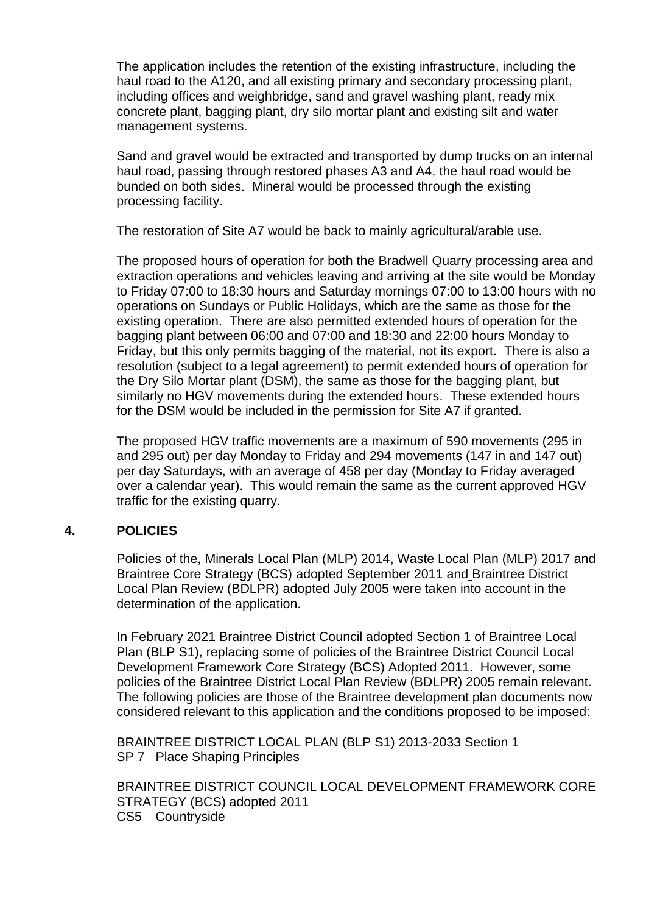The application includes the retention of the existing infrastructure, including the haul road to the A120, and all existing primary and secondary processing plant, including offices and weighbridge, sand and gravel washing plant, ready mix concrete plant, bagging plant, dry silo mortar plant and existing silt and water management systems.

Sand and gravel would be extracted and transported by dump trucks on an internal haul road, passing through restored phases A3 and A4, the haul road would be bunded on both sides. Mineral would be processed through the existing processing facility.

The restoration of Site A7 would be back to mainly agricultural/arable use.

The proposed hours of operation for both the Bradwell Quarry processing area and extraction operations and vehicles leaving and arriving at the site would be Monday to Friday 07:00 to 18:30 hours and Saturday mornings 07:00 to 13:00 hours with no operations on Sundays or Public Holidays, which are the same as those for the existing operation. There are also permitted extended hours of operation for the bagging plant between 06:00 and 07:00 and 18:30 and 22:00 hours Monday to Friday, but this only permits bagging of the material, not its export. There is also a resolution (subject to a legal agreement) to permit extended hours of operation for the Dry Silo Mortar plant (DSM), the same as those for the bagging plant, but similarly no HGV movements during the extended hours. These extended hours for the DSM would be included in the permission for Site A7 if granted.

The proposed HGV traffic movements are a maximum of 590 movements (295 in and 295 out) per day Monday to Friday and 294 movements (147 in and 147 out) per day Saturdays, with an average of 458 per day (Monday to Friday averaged over a calendar year). This would remain the same as the current approved HGV traffic for the existing quarry.

## 4. POLICIES

Policies of the, Minerals Local Plan (MLP) 2014, Waste Local Plan (MLP) 2017 and Braintree Core Strategy (BCS) adopted September 2011 and Braintree District Local Plan Review (BDLPR) adopted July 2005 were taken into account in the determination of the application.

In February 2021 Braintree District Council adopted Section 1 of Braintree Local Plan (BLP S1), replacing some of policies of the Braintree District Council Local Development Framework Core Strategy (BCS) Adopted 2011. However, some policies of the Braintree District Local Plan Review (BDLPR) 2005 remain relevant. The following policies are those of the Braintree development plan documents now considered relevant to this application and the conditions proposed to be imposed:

BRAINTREE DISTRICT LOCAL PLAN (BLP S1) 2013-2033 Section 1
SP 7 Place Shaping Principles

BRAINTREE DISTRICT COUNCIL LOCAL DEVELOPMENT FRAMEWORK CORE STRATEGY (BCS) adopted 2011
CS5 Countryside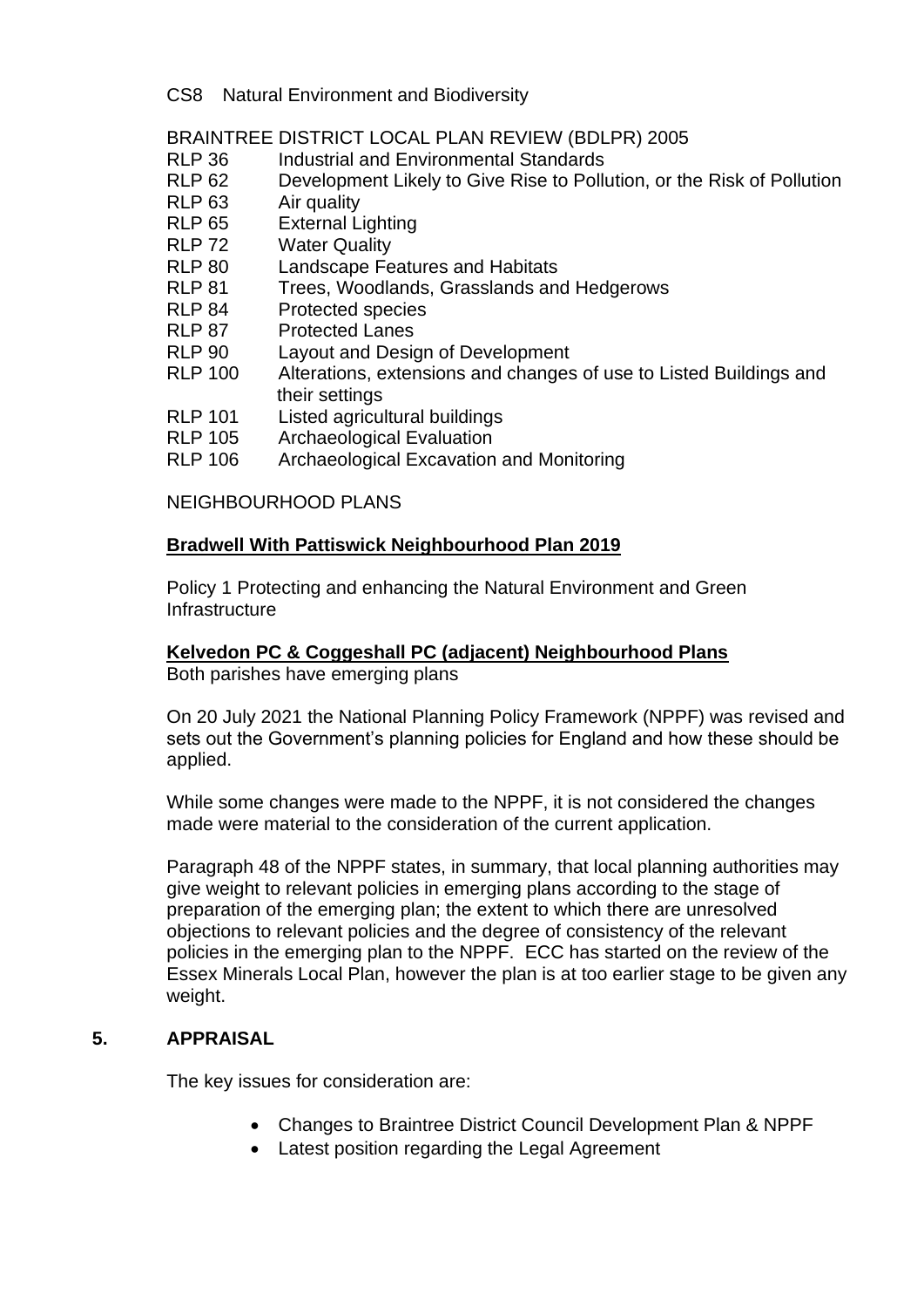CS8 Natural Environment and Biodiversity

BRAINTREE DISTRICT LOCAL PLAN REVIEW (BDLPR) 2005

| | |
|---|---|
| RLP 36 | Industrial and Environmental Standards |
| RLP 62 | Development Likely to Give Rise to Pollution, or the Risk of Pollution |
| RLP 63 | Air quality |
| RLP 65 | External Lighting |
| RLP 72 | Water Quality |
| RLP 80 | Landscape Features and Habitats |
| RLP 81 | Trees, Woodlands, Grasslands and Hedgerows |
| RLP 84 | Protected species |
| RLP 87 | Protected Lanes |
| RLP 90 | Layout and Design of Development |
| RLP 100 | Alterations, extensions and changes of use to Listed Buildings and their settings |
| RLP 101 | Listed agricultural buildings |
| RLP 105 | Archaeological Evaluation |
| RLP 106 | Archaeological Excavation and Monitoring |

NEIGHBOURHOOD PLANS

**Bradwell With Pattiswick Neighbourhood Plan 2019**

Policy 1 Protecting and enhancing the Natural Environment and Green Infrastructure

**Kelvedon PC & Coggeshall PC (adjacent) Neighbourhood Plans**

Both parishes have emerging plans

On 20 July 2021 the National Planning Policy Framework (NPPF) was revised and sets out the Government's planning policies for England and how these should be applied.

While some changes were made to the NPPF, it is not considered the changes made were material to the consideration of the current application.

Paragraph 48 of the NPPF states, in summary, that local planning authorities may give weight to relevant policies in emerging plans according to the stage of preparation of the emerging plan; the extent to which there are unresolved objections to relevant policies and the degree of consistency of the relevant policies in the emerging plan to the NPPF. ECC has started on the review of the Essex Minerals Local Plan, however the plan is at too earlier stage to be given any weight.

## 5. APPRAISAL

The key issues for consideration are:

- Changes to Braintree District Council Development Plan & NPPF
- Latest position regarding the Legal Agreement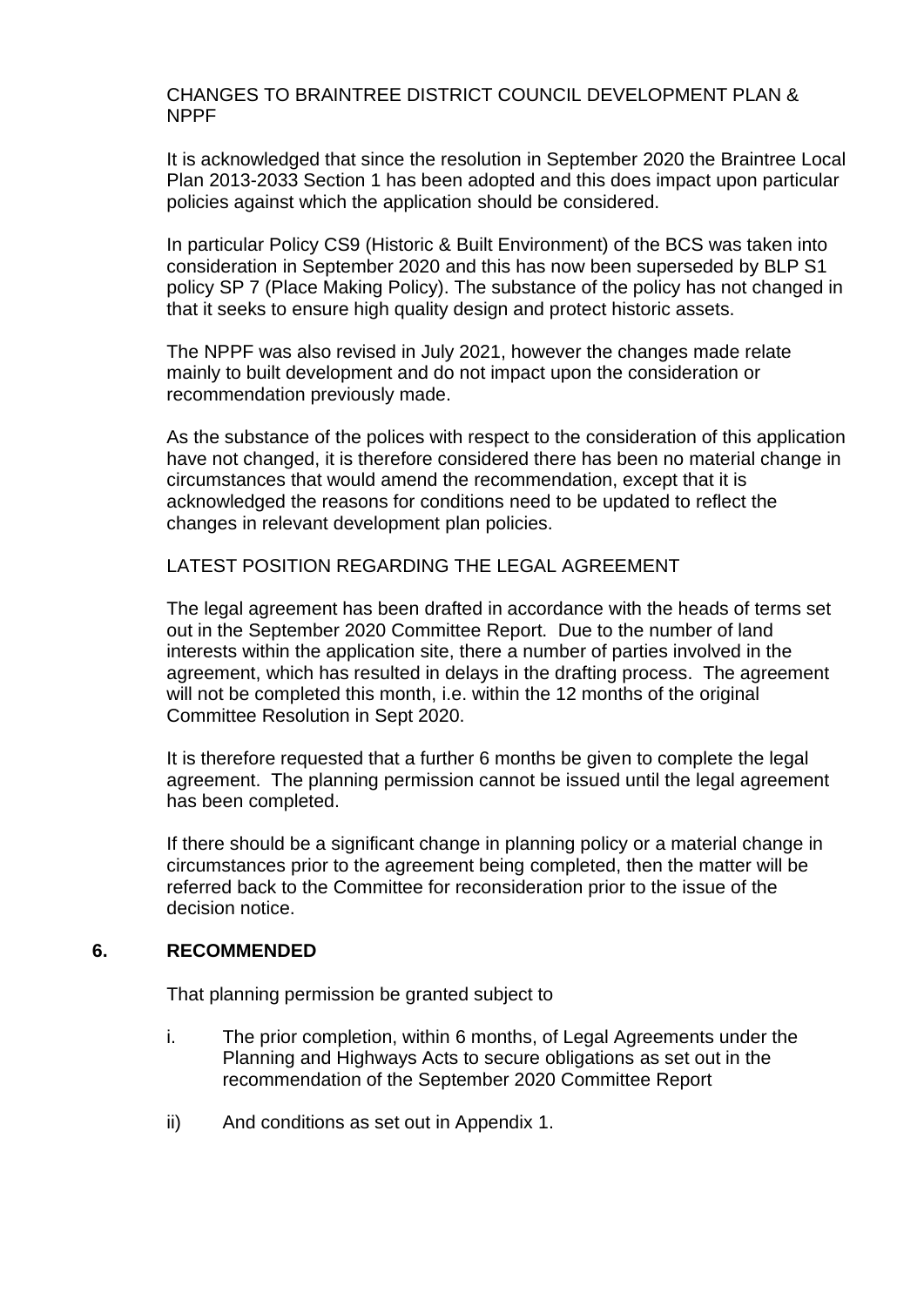CHANGES TO BRAINTREE DISTRICT COUNCIL DEVELOPMENT PLAN & NPPF

It is acknowledged that since the resolution in September 2020 the Braintree Local Plan 2013-2033 Section 1 has been adopted and this does impact upon particular policies against which the application should be considered.

In particular Policy CS9 (Historic & Built Environment) of the BCS was taken into consideration in September 2020 and this has now been superseded by BLP S1 policy SP 7 (Place Making Policy). The substance of the policy has not changed in that it seeks to ensure high quality design and protect historic assets.

The NPPF was also revised in July 2021, however the changes made relate mainly to built development and do not impact upon the consideration or recommendation previously made.

As the substance of the polices with respect to the consideration of this application have not changed, it is therefore considered there has been no material change in circumstances that would amend the recommendation, except that it is acknowledged the reasons for conditions need to be updated to reflect the changes in relevant development plan policies.

LATEST POSITION REGARDING THE LEGAL AGREEMENT

The legal agreement has been drafted in accordance with the heads of terms set out in the September 2020 Committee Report. Due to the number of land interests within the application site, there a number of parties involved in the agreement, which has resulted in delays in the drafting process. The agreement will not be completed this month, i.e. within the 12 months of the original Committee Resolution in Sept 2020.

It is therefore requested that a further 6 months be given to complete the legal agreement. The planning permission cannot be issued until the legal agreement has been completed.

If there should be a significant change in planning policy or a material change in circumstances prior to the agreement being completed, then the matter will be referred back to the Committee for reconsideration prior to the issue of the decision notice.

## 6. RECOMMENDED

That planning permission be granted subject to

i. The prior completion, within 6 months, of Legal Agreements under the Planning and Highways Acts to secure obligations as set out in the recommendation of the September 2020 Committee Report

ii) And conditions as set out in Appendix 1.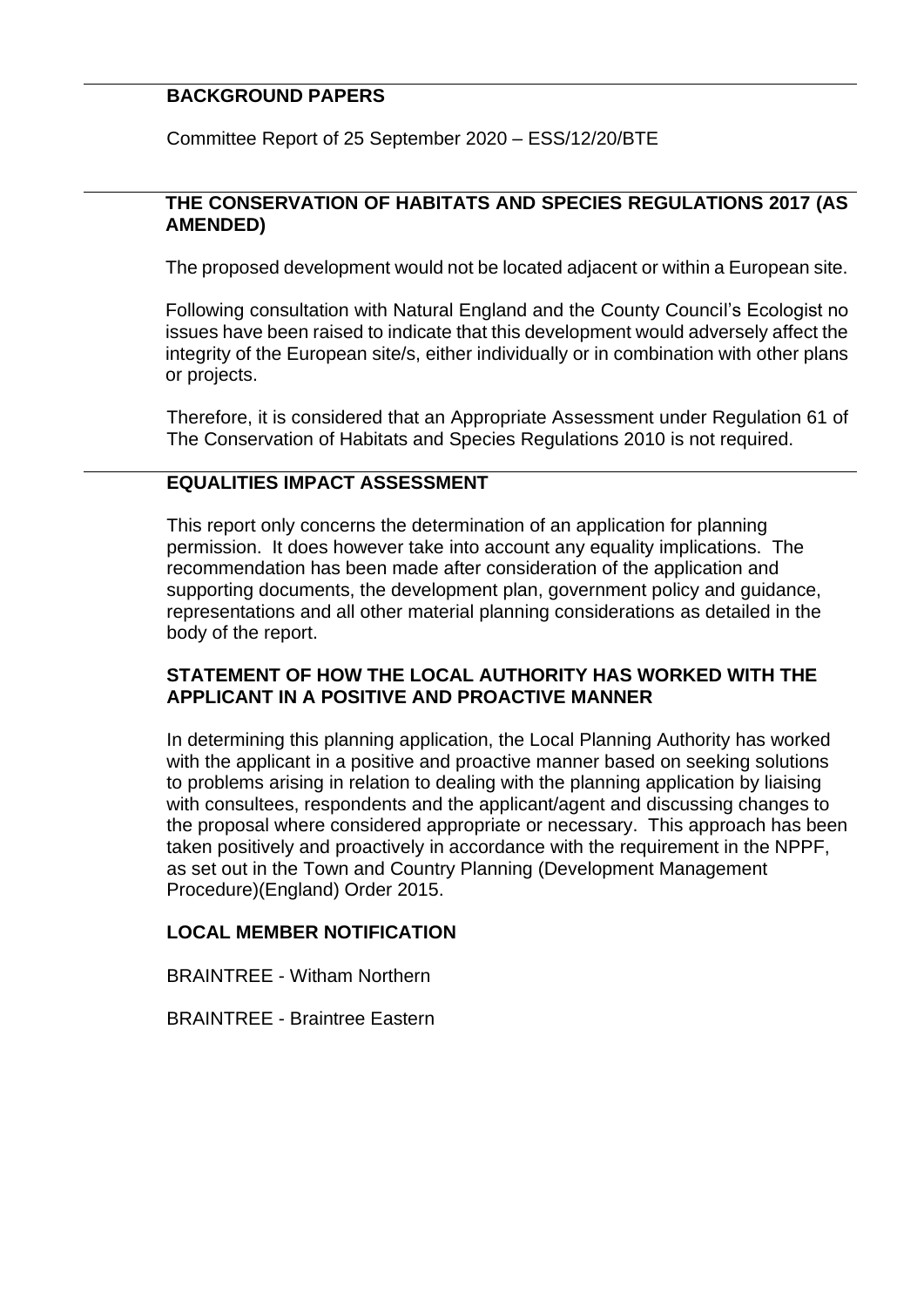## BACKGROUND PAPERS

Committee Report of 25 September 2020 – ESS/12/20/BTE

## THE CONSERVATION OF HABITATS AND SPECIES REGULATIONS 2017 (AS AMENDED)

The proposed development would not be located adjacent or within a European site.

Following consultation with Natural England and the County Council's Ecologist no issues have been raised to indicate that this development would adversely affect the integrity of the European site/s, either individually or in combination with other plans or projects.

Therefore, it is considered that an Appropriate Assessment under Regulation 61 of The Conservation of Habitats and Species Regulations 2010 is not required.

## EQUALITIES IMPACT ASSESSMENT

This report only concerns the determination of an application for planning permission. It does however take into account any equality implications. The recommendation has been made after consideration of the application and supporting documents, the development plan, government policy and guidance, representations and all other material planning considerations as detailed in the body of the report.

## STATEMENT OF HOW THE LOCAL AUTHORITY HAS WORKED WITH THE APPLICANT IN A POSITIVE AND PROACTIVE MANNER

In determining this planning application, the Local Planning Authority has worked with the applicant in a positive and proactive manner based on seeking solutions to problems arising in relation to dealing with the planning application by liaising with consultees, respondents and the applicant/agent and discussing changes to the proposal where considered appropriate or necessary. This approach has been taken positively and proactively in accordance with the requirement in the NPPF, as set out in the Town and Country Planning (Development Management Procedure)(England) Order 2015.

## LOCAL MEMBER NOTIFICATION

BRAINTREE - Witham Northern

BRAINTREE - Braintree Eastern